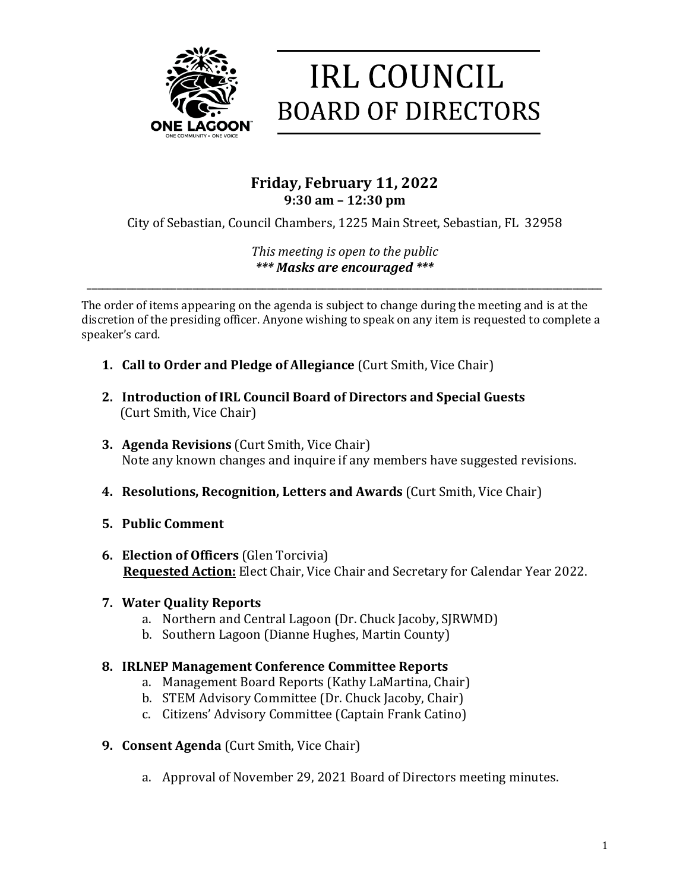ONE LAGOON
ONE COMMUNITY • ONE VOICE

# IRL COUNCIL
# BOARD OF DIRECTORS

## Friday, February 11, 2022
### 9:30 am – 12:30 pm

City of Sebastian, Council Chambers, 1225 Main Street, Sebastian, FL 32958

*This meeting is open to the public*
***\*\*\* Masks are encouraged \*\*\****

---

The order of items appearing on the agenda is subject to change during the meeting and is at the discretion of the presiding officer. Anyone wishing to speak on any item is requested to complete a speaker's card.

1. **Call to Order and Pledge of Allegiance** (Curt Smith, Vice Chair)

2. **Introduction of IRL Council Board of Directors and Special Guests** (Curt Smith, Vice Chair)

3. **Agenda Revisions** (Curt Smith, Vice Chair)
   Note any known changes and inquire if any members have suggested revisions.

4. **Resolutions, Recognition, Letters and Awards** (Curt Smith, Vice Chair)

5. **Public Comment**

6. **Election of Officers** (Glen Torcivia)
   **Requested Action:** Elect Chair, Vice Chair and Secretary for Calendar Year 2022.

7. **Water Quality Reports**
   a. Northern and Central Lagoon (Dr. Chuck Jacoby, SJRWMD)
   b. Southern Lagoon (Dianne Hughes, Martin County)

8. **IRLNEP Management Conference Committee Reports**
   a. Management Board Reports (Kathy LaMartina, Chair)
   b. STEM Advisory Committee (Dr. Chuck Jacoby, Chair)
   c. Citizens' Advisory Committee (Captain Frank Catino)

9. **Consent Agenda** (Curt Smith, Vice Chair)

   a. Approval of November 29, 2021 Board of Directors meeting minutes.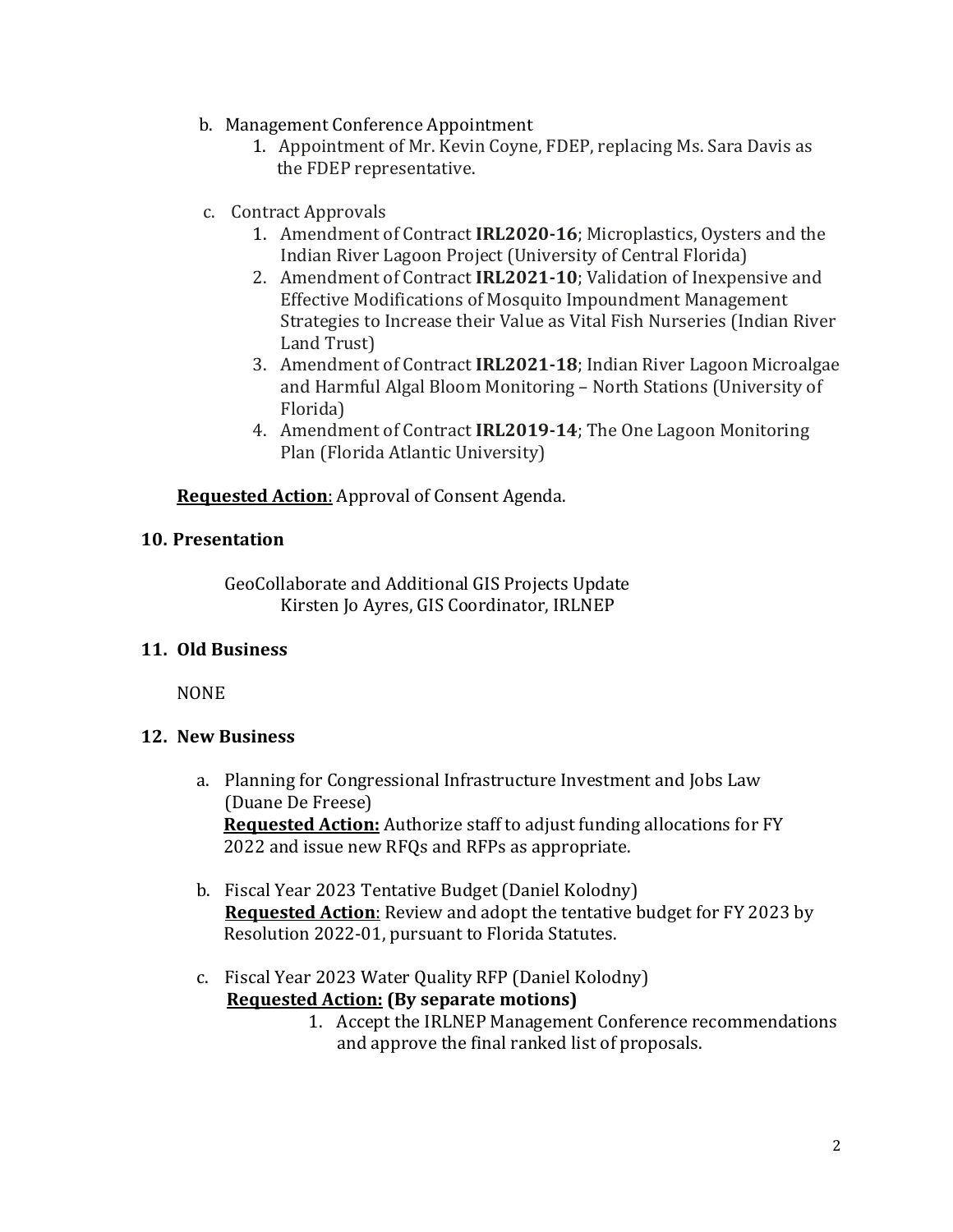b. Management Conference Appointment
    1. Appointment of Mr. Kevin Coyne, FDEP, replacing Ms. Sara Davis as the FDEP representative.

c. Contract Approvals
    1. Amendment of Contract **IRL2020-16**; Microplastics, Oysters and the Indian River Lagoon Project (University of Central Florida)
    2. Amendment of Contract **IRL2021-10**; Validation of Inexpensive and Effective Modifications of Mosquito Impoundment Management Strategies to Increase their Value as Vital Fish Nurseries (Indian River Land Trust)
    3. Amendment of Contract **IRL2021-18**; Indian River Lagoon Microalgae and Harmful Algal Bloom Monitoring – North Stations (University of Florida)
    4. Amendment of Contract **IRL2019-14**; The One Lagoon Monitoring Plan (Florida Atlantic University)

**Requested Action**: Approval of Consent Agenda.

## 10. Presentation

GeoCollaborate and Additional GIS Projects Update
Kirsten Jo Ayres, GIS Coordinator, IRLNEP

## 11. Old Business

NONE

## 12. New Business

a. Planning for Congressional Infrastructure Investment and Jobs Law (Duane De Freese)
**Requested Action:** Authorize staff to adjust funding allocations for FY 2022 and issue new RFQs and RFPs as appropriate.

b. Fiscal Year 2023 Tentative Budget (Daniel Kolodny)
**Requested Action**: Review and adopt the tentative budget for FY 2023 by Resolution 2022-01, pursuant to Florida Statutes.

c. Fiscal Year 2023 Water Quality RFP (Daniel Kolodny)
**Requested Action: (By separate motions)**
    1. Accept the IRLNEP Management Conference recommendations and approve the final ranked list of proposals.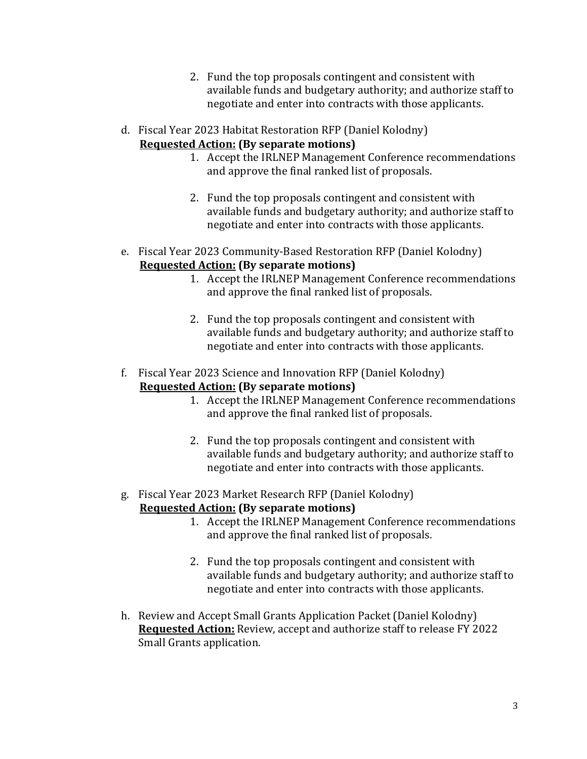2. Fund the top proposals contingent and consistent with available funds and budgetary authority; and authorize staff to negotiate and enter into contracts with those applicants.

d. Fiscal Year 2023 Habitat Restoration RFP (Daniel Kolodny)
   **<u>Requested Action:</u> (By separate motions)**
   1. Accept the IRLNEP Management Conference recommendations and approve the final ranked list of proposals.

   2. Fund the top proposals contingent and consistent with available funds and budgetary authority; and authorize staff to negotiate and enter into contracts with those applicants.

e. Fiscal Year 2023 Community-Based Restoration RFP (Daniel Kolodny)
   **<u>Requested Action:</u> (By separate motions)**
   1. Accept the IRLNEP Management Conference recommendations and approve the final ranked list of proposals.

   2. Fund the top proposals contingent and consistent with available funds and budgetary authority; and authorize staff to negotiate and enter into contracts with those applicants.

f. Fiscal Year 2023 Science and Innovation RFP (Daniel Kolodny)
   **<u>Requested Action:</u> (By separate motions)**
   1. Accept the IRLNEP Management Conference recommendations and approve the final ranked list of proposals.

   2. Fund the top proposals contingent and consistent with available funds and budgetary authority; and authorize staff to negotiate and enter into contracts with those applicants.

g. Fiscal Year 2023 Market Research RFP (Daniel Kolodny)
   **<u>Requested Action:</u> (By separate motions)**
   1. Accept the IRLNEP Management Conference recommendations and approve the final ranked list of proposals.

   2. Fund the top proposals contingent and consistent with available funds and budgetary authority; and authorize staff to negotiate and enter into contracts with those applicants.

h. Review and Accept Small Grants Application Packet (Daniel Kolodny)
   **<u>Requested Action:</u>** Review, accept and authorize staff to release FY 2022 Small Grants application.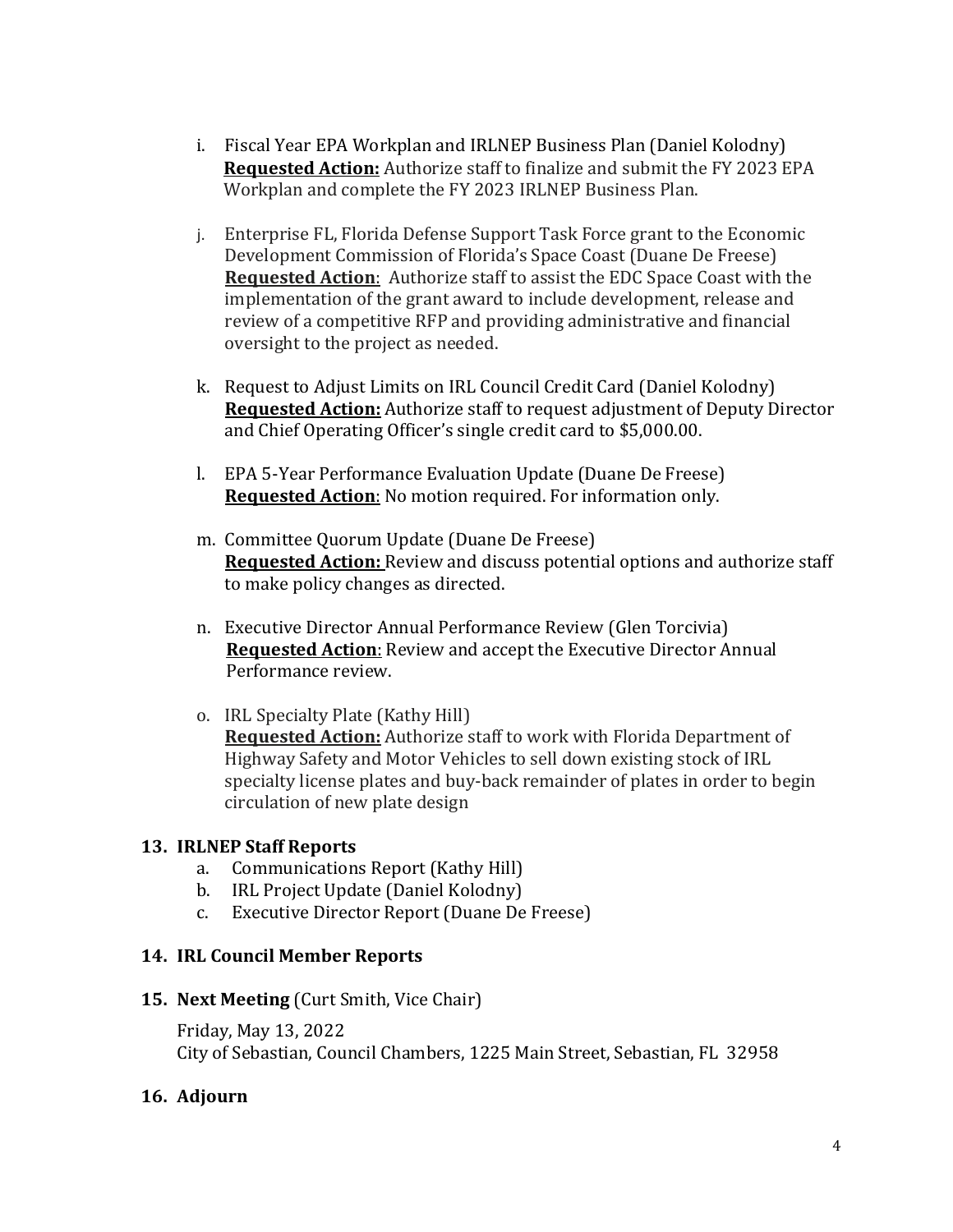i. Fiscal Year EPA Workplan and IRLNEP Business Plan (Daniel Kolodny)
   **Requested Action:** Authorize staff to finalize and submit the FY 2023 EPA Workplan and complete the FY 2023 IRLNEP Business Plan.

j. Enterprise FL, Florida Defense Support Task Force grant to the Economic Development Commission of Florida's Space Coast (Duane De Freese)
   **Requested Action**: Authorize staff to assist the EDC Space Coast with the implementation of the grant award to include development, release and review of a competitive RFP and providing administrative and financial oversight to the project as needed.

k. Request to Adjust Limits on IRL Council Credit Card (Daniel Kolodny)
   **Requested Action:** Authorize staff to request adjustment of Deputy Director and Chief Operating Officer's single credit card to $5,000.00.

l. EPA 5-Year Performance Evaluation Update (Duane De Freese)
   **Requested Action**: No motion required. For information only.

m. Committee Quorum Update (Duane De Freese)
   **Requested Action:** Review and discuss potential options and authorize staff to make policy changes as directed.

n. Executive Director Annual Performance Review (Glen Torcivia)
   **Requested Action**: Review and accept the Executive Director Annual Performance review.

o. IRL Specialty Plate (Kathy Hill)
   **Requested Action:** Authorize staff to work with Florida Department of Highway Safety and Motor Vehicles to sell down existing stock of IRL specialty license plates and buy-back remainder of plates in order to begin circulation of new plate design

**13. IRLNEP Staff Reports**

a. Communications Report (Kathy Hill)
b. IRL Project Update (Daniel Kolodny)
c. Executive Director Report (Duane De Freese)

**14. IRL Council Member Reports**

**15. Next Meeting** (Curt Smith, Vice Chair)

Friday, May 13, 2022
City of Sebastian, Council Chambers, 1225 Main Street, Sebastian, FL 32958

**16. Adjourn**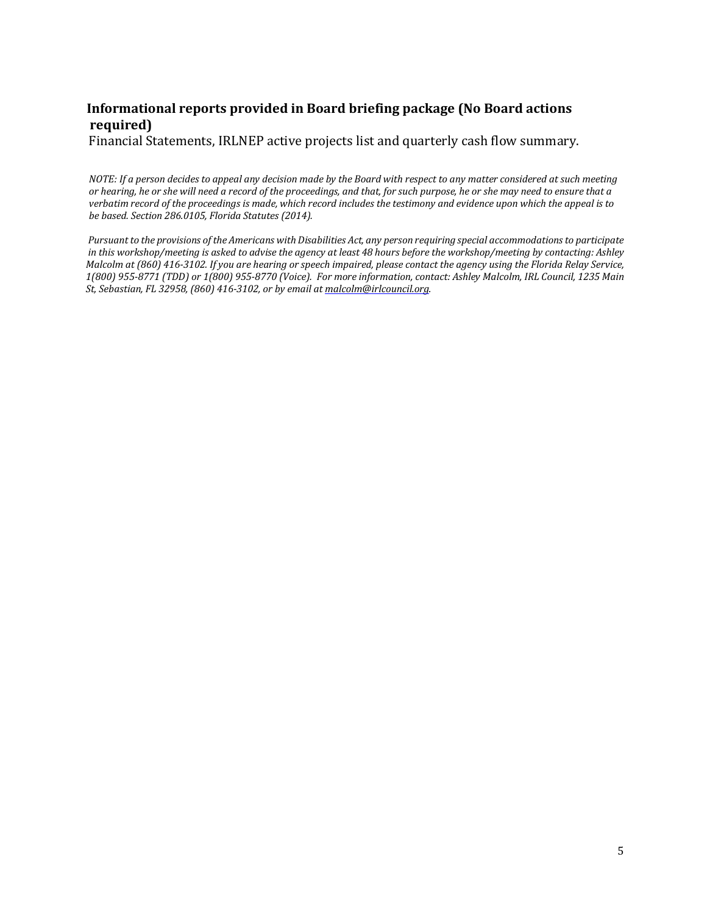**Informational reports provided in Board briefing package (No Board actions required)**

Financial Statements, IRLNEP active projects list and quarterly cash flow summary.

*NOTE: If a person decides to appeal any decision made by the Board with respect to any matter considered at such meeting or hearing, he or she will need a record of the proceedings, and that, for such purpose, he or she may need to ensure that a verbatim record of the proceedings is made, which record includes the testimony and evidence upon which the appeal is to be based. Section 286.0105, Florida Statutes (2014).*

*Pursuant to the provisions of the Americans with Disabilities Act, any person requiring special accommodations to participate in this workshop/meeting is asked to advise the agency at least 48 hours before the workshop/meeting by contacting: Ashley Malcolm at (860) 416-3102. If you are hearing or speech impaired, please contact the agency using the Florida Relay Service, 1(800) 955-8771 (TDD) or 1(800) 955-8770 (Voice). For more information, contact: Ashley Malcolm, IRL Council, 1235 Main St, Sebastian, FL 32958, (860) 416-3102, or by email at malcolm@irlcouncil.org.*